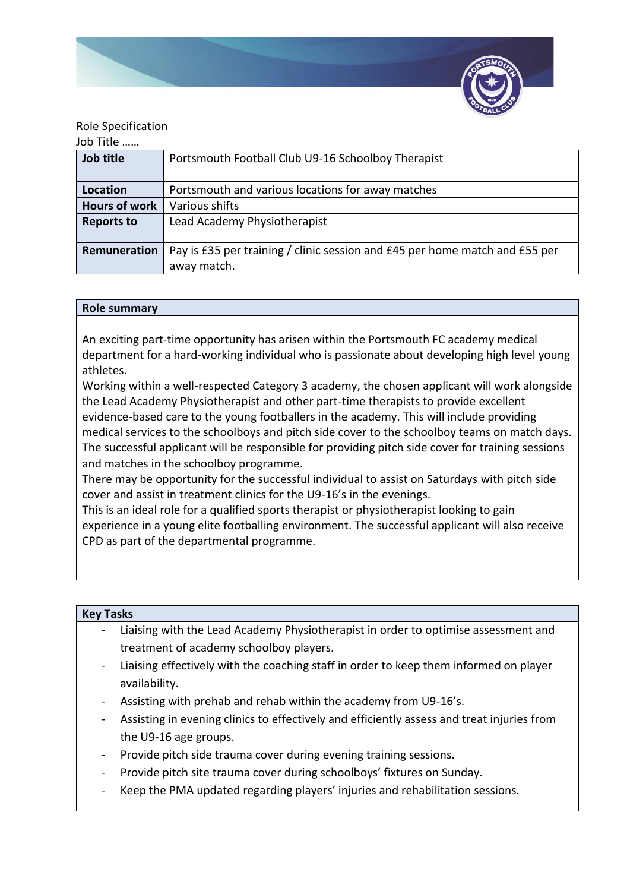Role Specification

Job Title ……

| **Job title** | Portsmouth Football Club U9-16 Schoolboy Therapist |
|---|---|
| **Location** | Portsmouth and various locations for away matches |
| **Hours of work** | Various shifts |
| **Reports to** | Lead Academy Physiotherapist |
| **Remuneration** | Pay is £35 per training / clinic session and £45 per home match and £55 per away match. |

## Role summary

An exciting part-time opportunity has arisen within the Portsmouth FC academy medical department for a hard-working individual who is passionate about developing high level young athletes.

Working within a well-respected Category 3 academy, the chosen applicant will work alongside the Lead Academy Physiotherapist and other part-time therapists to provide excellent evidence-based care to the young footballers in the academy. This will include providing medical services to the schoolboys and pitch side cover to the schoolboy teams on match days.

The successful applicant will be responsible for providing pitch side cover for training sessions and matches in the schoolboy programme.

There may be opportunity for the successful individual to assist on Saturdays with pitch side cover and assist in treatment clinics for the U9-16's in the evenings.

This is an ideal role for a qualified sports therapist or physiotherapist looking to gain experience in a young elite footballing environment. The successful applicant will also receive CPD as part of the departmental programme.

## Key Tasks

- Liaising with the Lead Academy Physiotherapist in order to optimise assessment and treatment of academy schoolboy players.
- Liaising effectively with the coaching staff in order to keep them informed on player availability.
- Assisting with prehab and rehab within the academy from U9-16's.
- Assisting in evening clinics to effectively and efficiently assess and treat injuries from the U9-16 age groups.
- Provide pitch side trauma cover during evening training sessions.
- Provide pitch site trauma cover during schoolboys' fixtures on Sunday.
- Keep the PMA updated regarding players' injuries and rehabilitation sessions.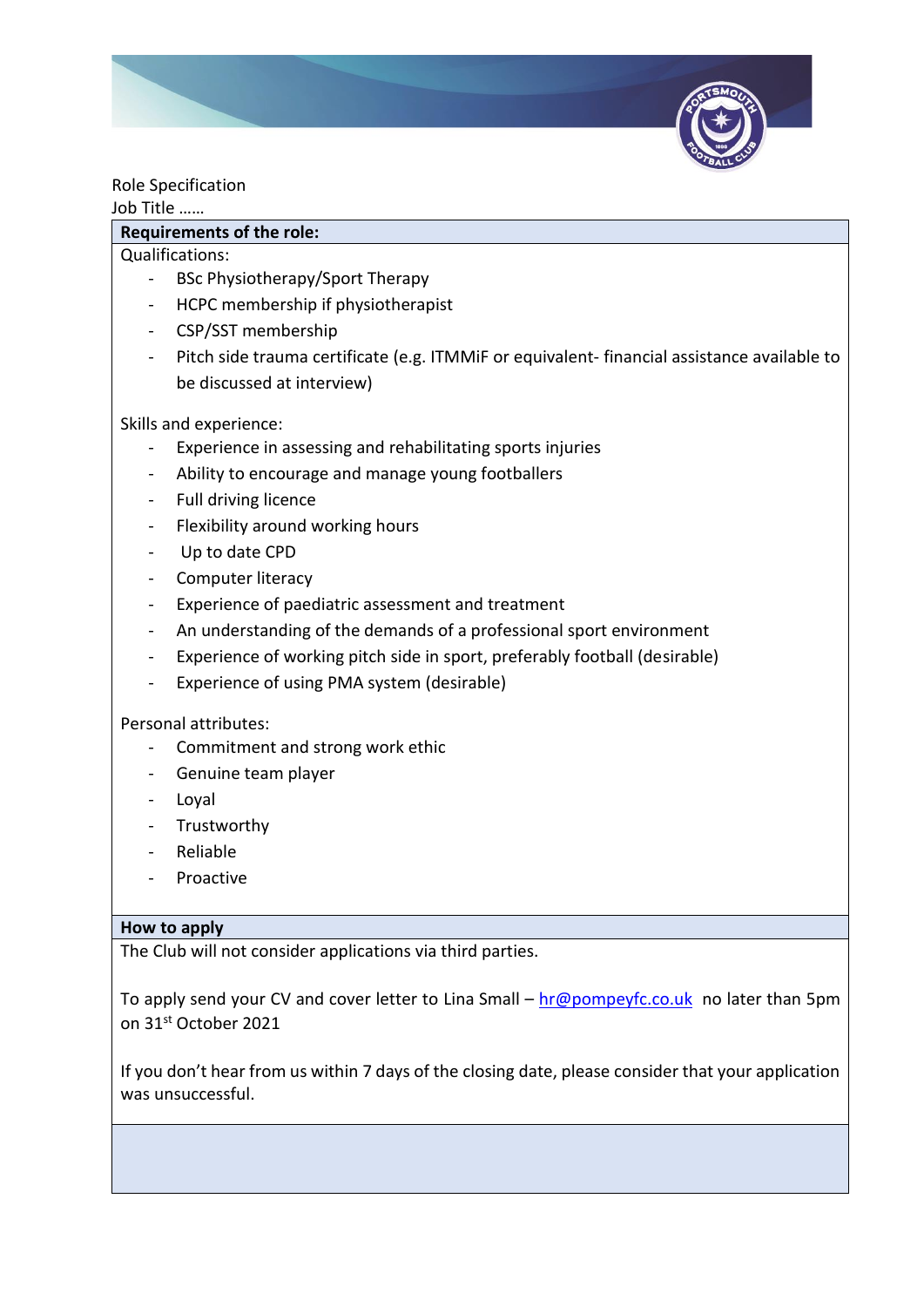Role Specification

Job Title ……

**Requirements of the role:**

Qualifications:

- BSc Physiotherapy/Sport Therapy
- HCPC membership if physiotherapist
- CSP/SST membership
- Pitch side trauma certificate (e.g. ITMMiF or equivalent- financial assistance available to be discussed at interview)

Skills and experience:

- Experience in assessing and rehabilitating sports injuries
- Ability to encourage and manage young footballers
- Full driving licence
- Flexibility around working hours
- Up to date CPD
- Computer literacy
- Experience of paediatric assessment and treatment
- An understanding of the demands of a professional sport environment
- Experience of working pitch side in sport, preferably football (desirable)
- Experience of using PMA system (desirable)

Personal attributes:

- Commitment and strong work ethic
- Genuine team player
- Loyal
- Trustworthy
- Reliable
- Proactive

**How to apply**

The Club will not consider applications via third parties.

To apply send your CV and cover letter to Lina Small – hr@pompeyfc.co.uk no later than 5pm on 31st October 2021

If you don't hear from us within 7 days of the closing date, please consider that your application was unsuccessful.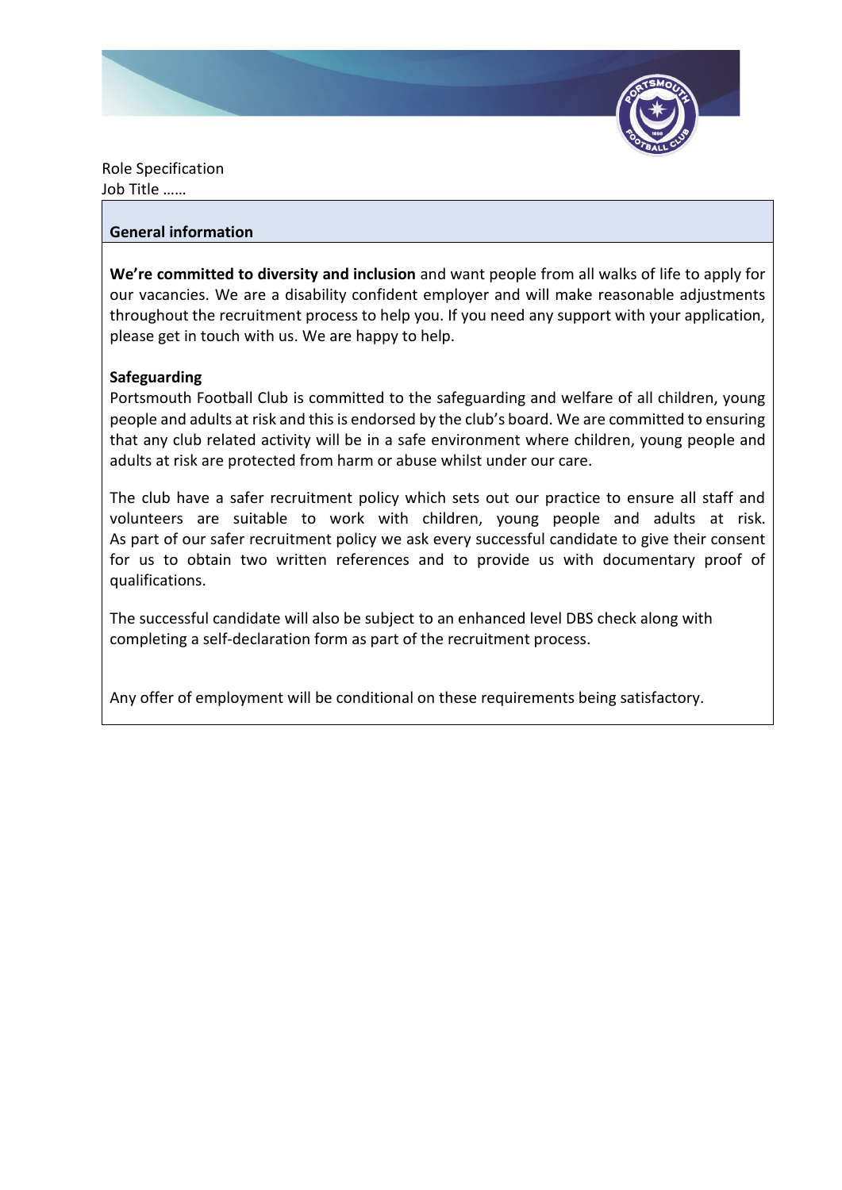Role Specification

Job Title ……

## General information

**We're committed to diversity and inclusion** and want people from all walks of life to apply for our vacancies. We are a disability confident employer and will make reasonable adjustments throughout the recruitment process to help you. If you need any support with your application, please get in touch with us. We are happy to help.

**Safeguarding**

Portsmouth Football Club is committed to the safeguarding and welfare of all children, young people and adults at risk and this is endorsed by the club's board. We are committed to ensuring that any club related activity will be in a safe environment where children, young people and adults at risk are protected from harm or abuse whilst under our care.

The club have a safer recruitment policy which sets out our practice to ensure all staff and volunteers are suitable to work with children, young people and adults at risk. As part of our safer recruitment policy we ask every successful candidate to give their consent for us to obtain two written references and to provide us with documentary proof of qualifications.

The successful candidate will also be subject to an enhanced level DBS check along with completing a self-declaration form as part of the recruitment process.

Any offer of employment will be conditional on these requirements being satisfactory.